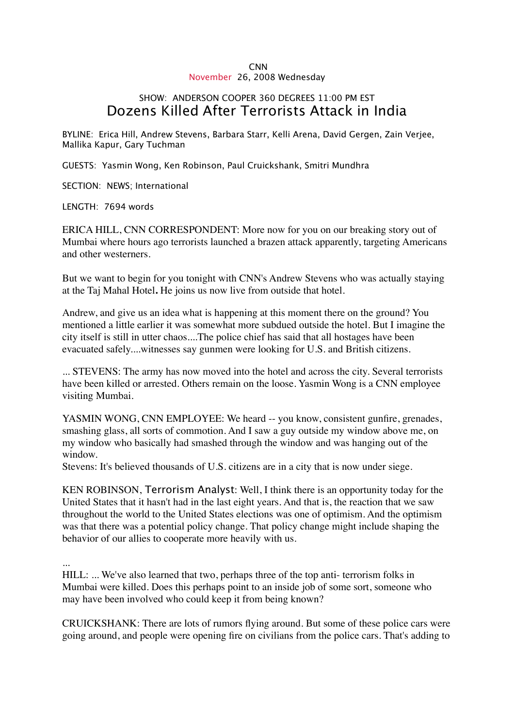CNN
November 26, 2008 Wednesday

SHOW: ANDERSON COOPER 360 DEGREES 11:00 PM EST

# Dozens Killed After Terrorists Attack in India

BYLINE: Erica Hill, Andrew Stevens, Barbara Starr, Kelli Arena, David Gergen, Zain Verjee, Mallika Kapur, Gary Tuchman

GUESTS: Yasmin Wong, Ken Robinson, Paul Cruickshank, Smitri Mundhra

SECTION: NEWS; International

LENGTH: 7694 words

ERICA HILL, CNN CORRESPONDENT: More now for you on our breaking story out of Mumbai where hours ago terrorists launched a brazen attack apparently, targeting Americans and other westerners.

But we want to begin for you tonight with CNN's Andrew Stevens who was actually staying at the Taj Mahal Hotel**.** He joins us now live from outside that hotel.

Andrew, and give us an idea what is happening at this moment there on the ground? You mentioned a little earlier it was somewhat more subdued outside the hotel. But I imagine the city itself is still in utter chaos....The police chief has said that all hostages have been evacuated safely....witnesses say gunmen were looking for U.S. and British citizens.

... STEVENS: The army has now moved into the hotel and across the city. Several terrorists have been killed or arrested. Others remain on the loose. Yasmin Wong is a CNN employee visiting Mumbai.

YASMIN WONG, CNN EMPLOYEE: We heard -- you know, consistent gunfire, grenades, smashing glass, all sorts of commotion. And I saw a guy outside my window above me, on my window who basically had smashed through the window and was hanging out of the window.
Stevens: It's believed thousands of U.S. citizens are in a city that is now under siege.

KEN ROBINSON, Terrorism Analyst: Well, I think there is an opportunity today for the United States that it hasn't had in the last eight years. And that is, the reaction that we saw throughout the world to the United States elections was one of optimism. And the optimism was that there was a potential policy change. That policy change might include shaping the behavior of our allies to cooperate more heavily with us.

...
HILL: ... We've also learned that two, perhaps three of the top anti- terrorism folks in Mumbai were killed. Does this perhaps point to an inside job of some sort, someone who may have been involved who could keep it from being known?

CRUICKSHANK: There are lots of rumors flying around. But some of these police cars were going around, and people were opening fire on civilians from the police cars. That's adding to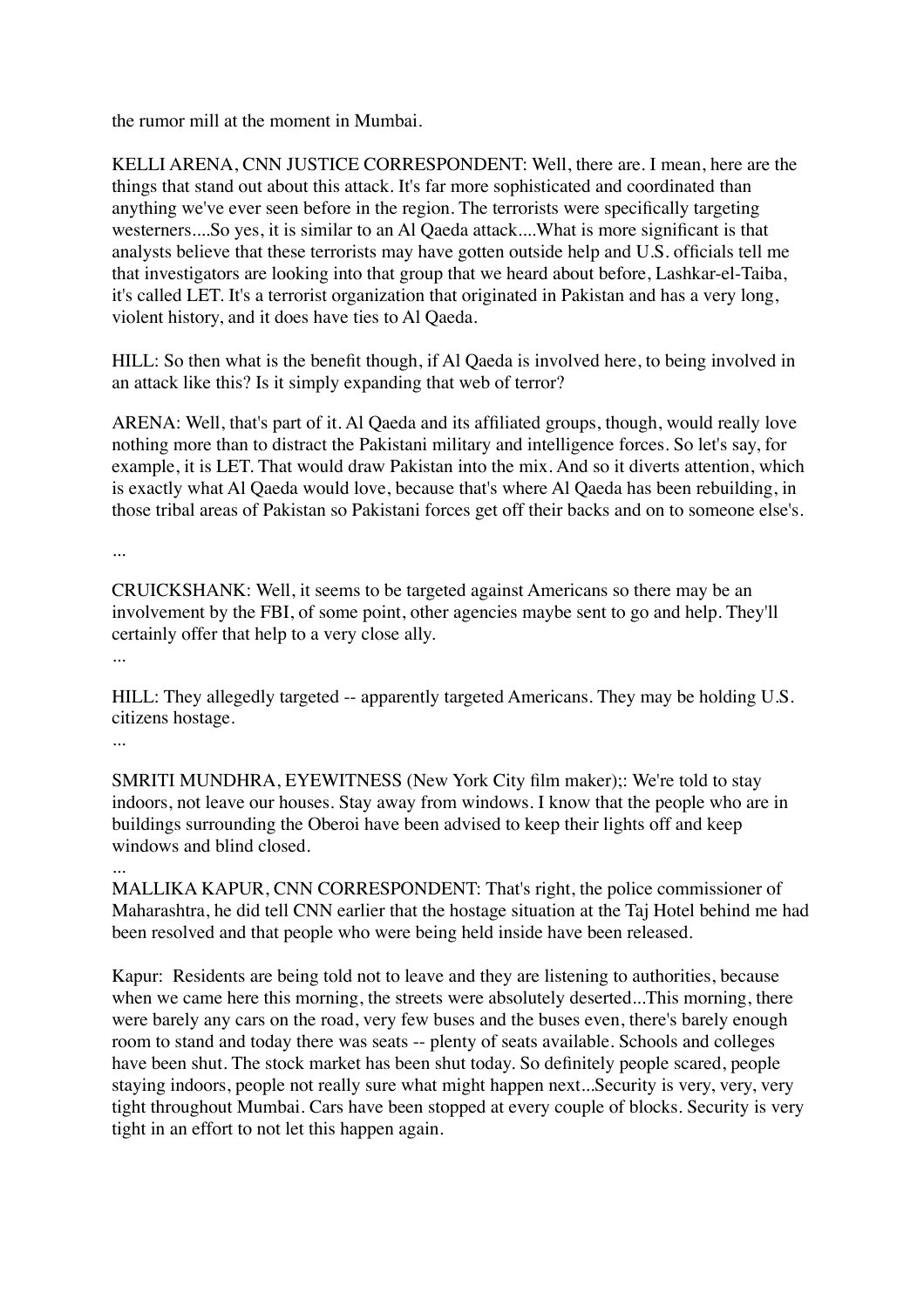the rumor mill at the moment in Mumbai.

KELLI ARENA, CNN JUSTICE CORRESPONDENT: Well, there are. I mean, here are the things that stand out about this attack. It's far more sophisticated and coordinated than anything we've ever seen before in the region. The terrorists were specifically targeting westerners....So yes, it is similar to an Al Qaeda attack....What is more significant is that analysts believe that these terrorists may have gotten outside help and U.S. officials tell me that investigators are looking into that group that we heard about before, Lashkar-el-Taiba, it's called LET. It's a terrorist organization that originated in Pakistan and has a very long, violent history, and it does have ties to Al Qaeda.

HILL: So then what is the benefit though, if Al Qaeda is involved here, to being involved in an attack like this? Is it simply expanding that web of terror?

ARENA: Well, that's part of it. Al Qaeda and its affiliated groups, though, would really love nothing more than to distract the Pakistani military and intelligence forces. So let's say, for example, it is LET. That would draw Pakistan into the mix. And so it diverts attention, which is exactly what Al Qaeda would love, because that's where Al Qaeda has been rebuilding, in those tribal areas of Pakistan so Pakistani forces get off their backs and on to someone else's.

...

CRUICKSHANK: Well, it seems to be targeted against Americans so there may be an involvement by the FBI, of some point, other agencies maybe sent to go and help. They'll certainly offer that help to a very close ally.

...

HILL: They allegedly targeted -- apparently targeted Americans. They may be holding U.S. citizens hostage.

...

SMRITI MUNDHRA, EYEWITNESS (New York City film maker);: We're told to stay indoors, not leave our houses. Stay away from windows. I know that the people who are in buildings surrounding the Oberoi have been advised to keep their lights off and keep windows and blind closed.

...

MALLIKA KAPUR, CNN CORRESPONDENT: That's right, the police commissioner of Maharashtra, he did tell CNN earlier that the hostage situation at the Taj Hotel behind me had been resolved and that people who were being held inside have been released.

Kapur: Residents are being told not to leave and they are listening to authorities, because when we came here this morning, the streets were absolutely deserted...This morning, there were barely any cars on the road, very few buses and the buses even, there's barely enough room to stand and today there was seats -- plenty of seats available. Schools and colleges have been shut. The stock market has been shut today. So definitely people scared, people staying indoors, people not really sure what might happen next...Security is very, very, very tight throughout Mumbai. Cars have been stopped at every couple of blocks. Security is very tight in an effort to not let this happen again.